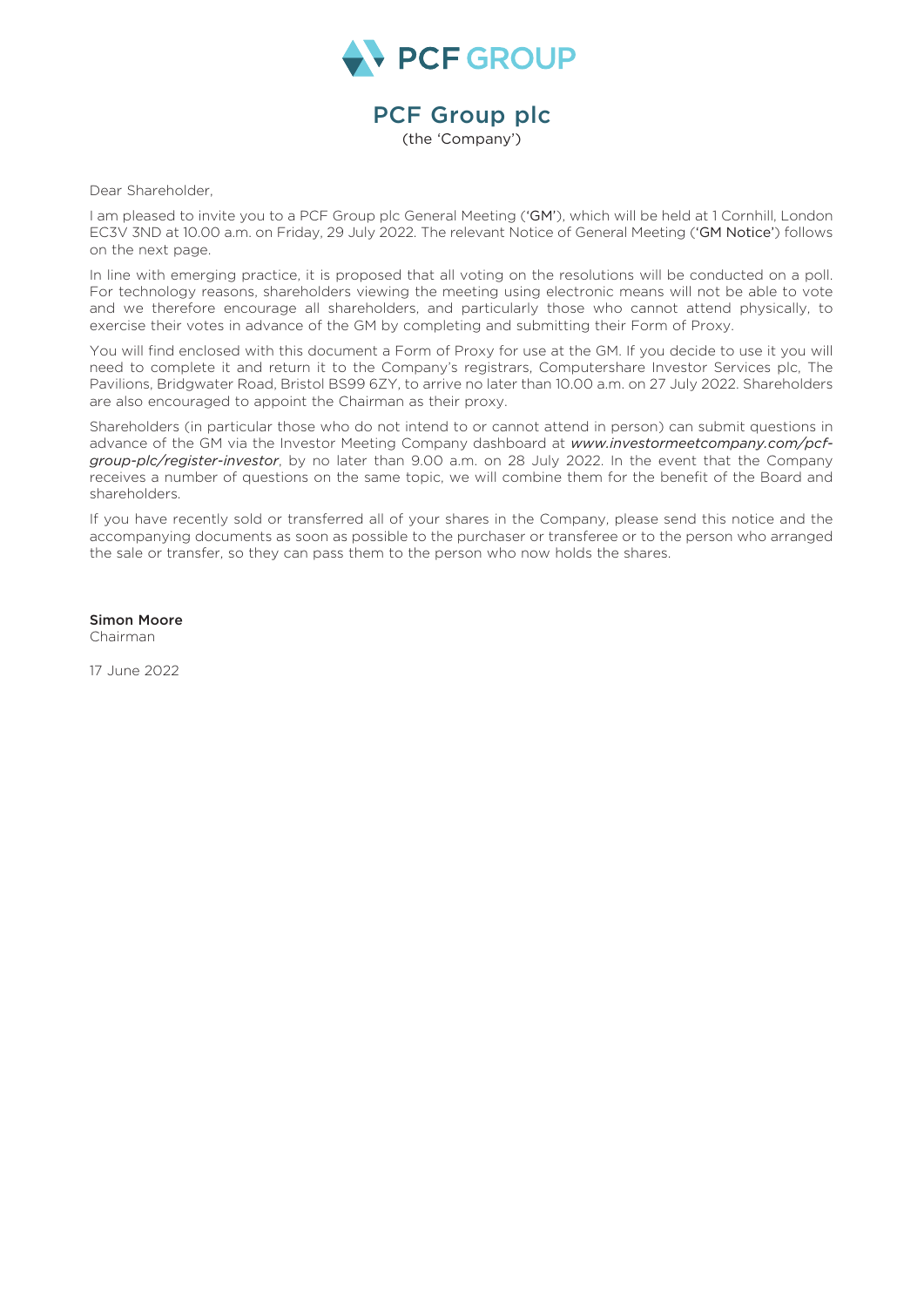PCF GROUP

# PCF Group plc

(the 'Company')

Dear Shareholder,

I am pleased to invite you to a PCF Group plc General Meeting (**'GM'**), which will be held at 1 Cornhill, London EC3V 3ND at 10.00 a.m. on Friday, 29 July 2022. The relevant Notice of General Meeting (**'GM Notice'**) follows on the next page.

In line with emerging practice, it is proposed that all voting on the resolutions will be conducted on a poll. For technology reasons, shareholders viewing the meeting using electronic means will not be able to vote and we therefore encourage all shareholders, and particularly those who cannot attend physically, to exercise their votes in advance of the GM by completing and submitting their Form of Proxy.

You will find enclosed with this document a Form of Proxy for use at the GM. If you decide to use it you will need to complete it and return it to the Company's registrars, Computershare Investor Services plc, The Pavilions, Bridgwater Road, Bristol BS99 6ZY, to arrive no later than 10.00 a.m. on 27 July 2022. Shareholders are also encouraged to appoint the Chairman as their proxy.

Shareholders (in particular those who do not intend to or cannot attend in person) can submit questions in advance of the GM via the Investor Meeting Company dashboard at *www.investormeetcompany.com/pcf-group-plc/register-investor*, by no later than 9.00 a.m. on 28 July 2022. In the event that the Company receives a number of questions on the same topic, we will combine them for the benefit of the Board and shareholders.

If you have recently sold or transferred all of your shares in the Company, please send this notice and the accompanying documents as soon as possible to the purchaser or transferee or to the person who arranged the sale or transfer, so they can pass them to the person who now holds the shares.

**Simon Moore**
Chairman

17 June 2022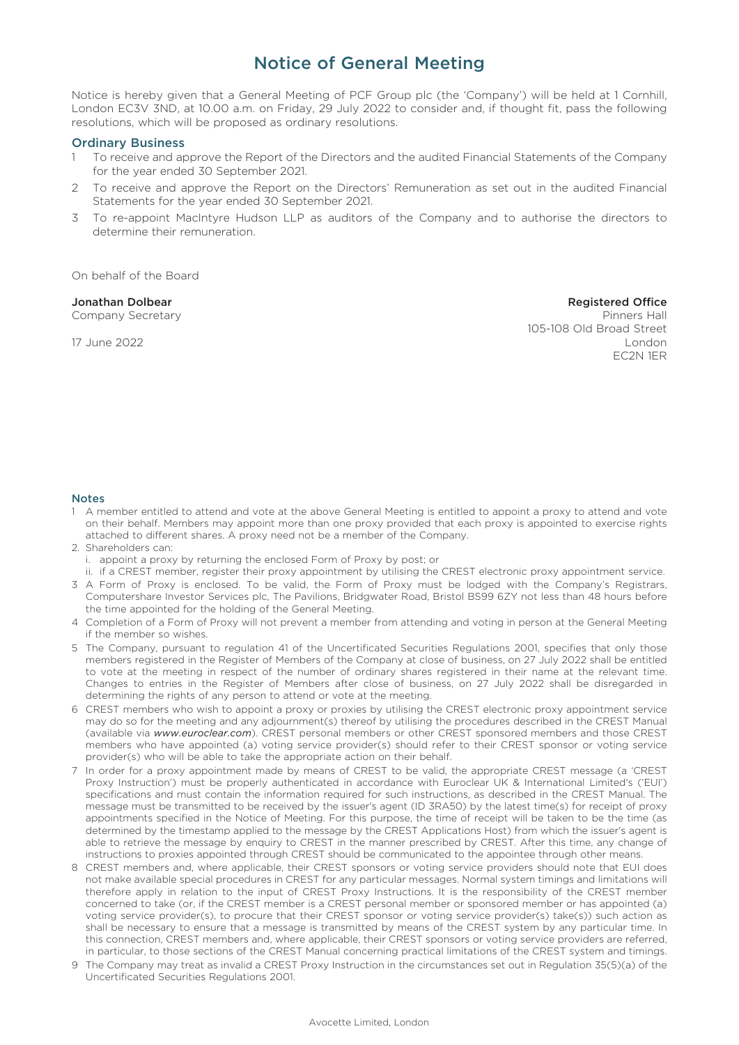# Notice of General Meeting

Notice is hereby given that a General Meeting of PCF Group plc (the 'Company') will be held at 1 Cornhill, London EC3V 3ND, at 10.00 a.m. on Friday, 29 July 2022 to consider and, if thought fit, pass the following resolutions, which will be proposed as ordinary resolutions.

## Ordinary Business

1. To receive and approve the Report of the Directors and the audited Financial Statements of the Company for the year ended 30 September 2021.
2. To receive and approve the Report on the Directors' Remuneration as set out in the audited Financial Statements for the year ended 30 September 2021.
3. To re-appoint MacIntyre Hudson LLP as auditors of the Company and to authorise the directors to determine their remuneration.

On behalf of the Board

**Jonathan Dolbear**
Company Secretary

17 June 2022

**Registered Office**
Pinners Hall
105-108 Old Broad Street
London
EC2N 1ER

## Notes

1. A member entitled to attend and vote at the above General Meeting is entitled to appoint a proxy to attend and vote on their behalf. Members may appoint more than one proxy provided that each proxy is appointed to exercise rights attached to different shares. A proxy need not be a member of the Company.
2. Shareholders can:
   i. appoint a proxy by returning the enclosed Form of Proxy by post; or
   ii. if a CREST member, register their proxy appointment by utilising the CREST electronic proxy appointment service.
3. A Form of Proxy is enclosed. To be valid, the Form of Proxy must be lodged with the Company's Registrars, Computershare Investor Services plc, The Pavilions, Bridgwater Road, Bristol BS99 6ZY not less than 48 hours before the time appointed for the holding of the General Meeting.
4. Completion of a Form of Proxy will not prevent a member from attending and voting in person at the General Meeting if the member so wishes.
5. The Company, pursuant to regulation 41 of the Uncertificated Securities Regulations 2001, specifies that only those members registered in the Register of Members of the Company at close of business, on 27 July 2022 shall be entitled to vote at the meeting in respect of the number of ordinary shares registered in their name at the relevant time. Changes to entries in the Register of Members after close of business, on 27 July 2022 shall be disregarded in determining the rights of any person to attend or vote at the meeting.
6. CREST members who wish to appoint a proxy or proxies by utilising the CREST electronic proxy appointment service may do so for the meeting and any adjournment(s) thereof by utilising the procedures described in the CREST Manual (available via *www.euroclear.com*). CREST personal members or other CREST sponsored members and those CREST members who have appointed (a) voting service provider(s) should refer to their CREST sponsor or voting service provider(s) who will be able to take the appropriate action on their behalf.
7. In order for a proxy appointment made by means of CREST to be valid, the appropriate CREST message (a 'CREST Proxy Instruction') must be properly authenticated in accordance with Euroclear UK & International Limited's ('EUI') specifications and must contain the information required for such instructions, as described in the CREST Manual. The message must be transmitted to be received by the issuer's agent (ID 3RA50) by the latest time(s) for receipt of proxy appointments specified in the Notice of Meeting. For this purpose, the time of receipt will be taken to be the time (as determined by the timestamp applied to the message by the CREST Applications Host) from which the issuer's agent is able to retrieve the message by enquiry to CREST in the manner prescribed by CREST. After this time, any change of instructions to proxies appointed through CREST should be communicated to the appointee through other means.
8. CREST members and, where applicable, their CREST sponsors or voting service providers should note that EUI does not make available special procedures in CREST for any particular messages. Normal system timings and limitations will therefore apply in relation to the input of CREST Proxy Instructions. It is the responsibility of the CREST member concerned to take (or, if the CREST member is a CREST personal member or sponsored member or has appointed (a) voting service provider(s), to procure that their CREST sponsor or voting service provider(s) take(s)) such action as shall be necessary to ensure that a message is transmitted by means of the CREST system by any particular time. In this connection, CREST members and, where applicable, their CREST sponsors or voting service providers are referred, in particular, to those sections of the CREST Manual concerning practical limitations of the CREST system and timings.
9. The Company may treat as invalid a CREST Proxy Instruction in the circumstances set out in Regulation 35(5)(a) of the Uncertificated Securities Regulations 2001.

Avocette Limited, London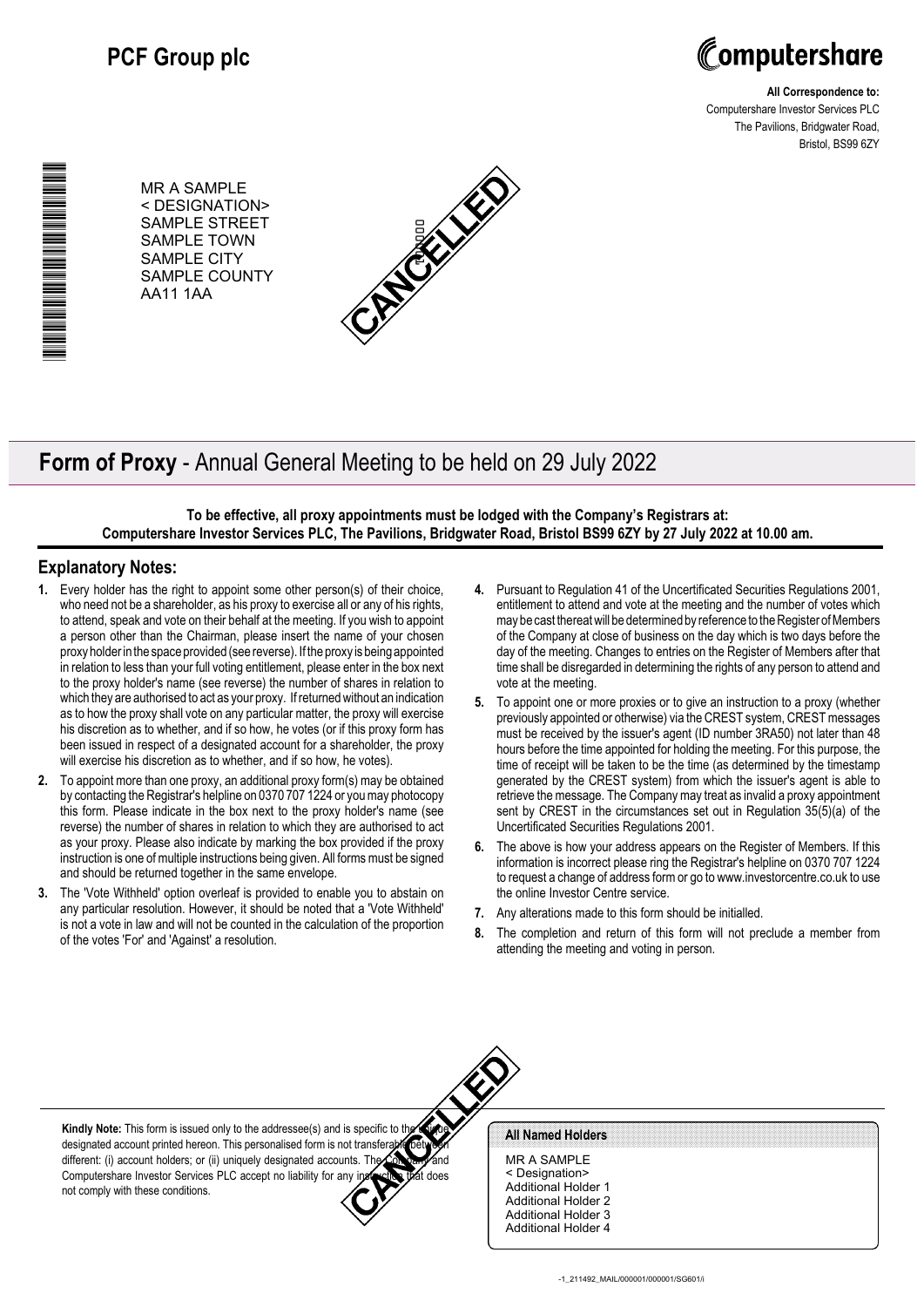# PCF Group plc

**All Correspondence to:**
Computershare Investor Services PLC
The Pavilions, Bridgwater Road,
Bristol, BS99 6ZY

MR A SAMPLE
< DESIGNATION>
SAMPLE STREET
SAMPLE TOWN
SAMPLE CITY
SAMPLE COUNTY
AA11 1AA

CANCELLED

## **Form of Proxy** - Annual General Meeting to be held on 29 July 2022

**To be effective, all proxy appointments must be lodged with the Company's Registrars at: Computershare Investor Services PLC, The Pavilions, Bridgwater Road, Bristol BS99 6ZY by 27 July 2022 at 10.00 am.**

### Explanatory Notes:

1. Every holder has the right to appoint some other person(s) of their choice, who need not be a shareholder, as his proxy to exercise all or any of his rights, to attend, speak and vote on their behalf at the meeting. If you wish to appoint a person other than the Chairman, please insert the name of your chosen proxy holder in the space provided (see reverse). If the proxy is being appointed in relation to less than your full voting entitlement, please enter in the box next to the proxy holder's name (see reverse) the number of shares in relation to which they are authorised to act as your proxy. If returned without an indication as to how the proxy shall vote on any particular matter, the proxy will exercise his discretion as to whether, and if so how, he votes (or if this proxy form has been issued in respect of a designated account for a shareholder, the proxy will exercise his discretion as to whether, and if so how, he votes).
2. To appoint more than one proxy, an additional proxy form(s) may be obtained by contacting the Registrar's helpline on 0370 707 1224 or you may photocopy this form. Please indicate in the box next to the proxy holder's name (see reverse) the number of shares in relation to which they are authorised to act as your proxy. Please also indicate by marking the box provided if the proxy instruction is one of multiple instructions being given. All forms must be signed and should be returned together in the same envelope.
3. The 'Vote Withheld' option overleaf is provided to enable you to abstain on any particular resolution. However, it should be noted that a 'Vote Withheld' is not a vote in law and will not be counted in the calculation of the proportion of the votes 'For' and 'Against' a resolution.
4. Pursuant to Regulation 41 of the Uncertificated Securities Regulations 2001, entitlement to attend and vote at the meeting and the number of votes which may be cast thereat will be determined by reference to the Register of Members of the Company at close of business on the day which is two days before the day of the meeting. Changes to entries on the Register of Members after that time shall be disregarded in determining the rights of any person to attend and vote at the meeting.
5. To appoint one or more proxies or to give an instruction to a proxy (whether previously appointed or otherwise) via the CREST system, CREST messages must be received by the issuer's agent (ID number 3RA50) not later than 48 hours before the time appointed for holding the meeting. For this purpose, the time of receipt will be taken to be the time (as determined by the timestamp generated by the CREST system) from which the issuer's agent is able to retrieve the message. The Company may treat as invalid a proxy appointment sent by CREST in the circumstances set out in Regulation 35(5)(a) of the Uncertificated Securities Regulations 2001.
6. The above is how your address appears on the Register of Members. If this information is incorrect please ring the Registrar's helpline on 0370 707 1224 to request a change of address form or go to www.investorcentre.co.uk to use the online Investor Centre service.
7. Any alterations made to this form should be initialled.
8. The completion and return of this form will not preclude a member from attending the meeting and voting in person.

**Kindly Note:** This form is issued only to the addressee(s) and is specific to the unique designated account printed hereon. This personalised form is not transferable between different: (i) account holders; or (ii) uniquely designated accounts. The Company and Computershare Investor Services PLC accept no liability for any instruction that does not comply with these conditions.

CANCELLED

**All Named Holders**

MR A SAMPLE
< Designation>
Additional Holder 1
Additional Holder 2
Additional Holder 3
Additional Holder 4

-1_211492_MAIL/000001/000001/SG601/i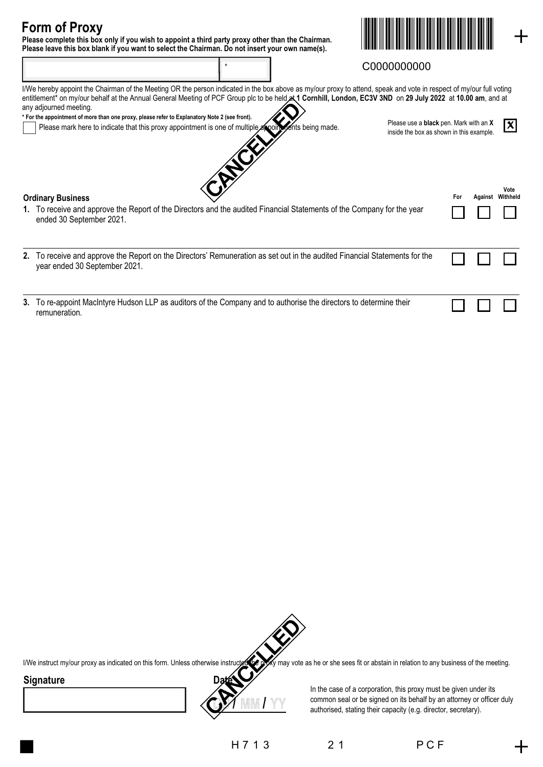# Form of Proxy

**Please complete this box only if you wish to appoint a third party proxy other than the Chairman.**
**Please leave this box blank if you want to select the Chairman. Do not insert your own name(s).**

| | * |
|---|---|

C0000000000

I/We hereby appoint the Chairman of the Meeting OR the person indicated in the box above as my/our proxy to attend, speak and vote in respect of my/our full voting entitlement* on my/our behalf at the Annual General Meeting of PCF Group plc to be held at **1 Cornhill, London, EC3V 3ND** on **29 July 2022** at **10.00 am**, and at any adjourned meeting.

**\* For the appointment of more than one proxy, please refer to Explanatory Note 2 (see front).**

☐ Please mark here to indicate that this proxy appointment is one of multiple appointments being made.

Please use a **black** pen. Mark with an **X** inside the box as shown in this example. ☒

CANCELLED

| **Ordinary Business** | For | Against | Vote Withheld |
|---|---|---|---|
| **1.** To receive and approve the Report of the Directors and the audited Financial Statements of the Company for the year ended 30 September 2021. | ☐ | ☐ | ☐ |
| **2.** To receive and approve the Report on the Directors' Remuneration as set out in the audited Financial Statements for the year ended 30 September 2021. | ☐ | ☐ | ☐ |
| **3.** To re-appoint MacIntyre Hudson LLP as auditors of the Company and to authorise the directors to determine their remuneration. | ☐ | ☐ | ☐ |

I/We instruct my/our proxy as indicated on this form. Unless otherwise instructed the proxy may vote as he or she sees fit or abstain in relation to any business of the meeting.

CANCELLED

**Signature** | **Date** DD / MM / YY

In the case of a corporation, this proxy must be given under its common seal or be signed on its behalf by an attorney or officer duly authorised, stating their capacity (e.g. director, secretary).

H 7 1 3 2 1 P C F